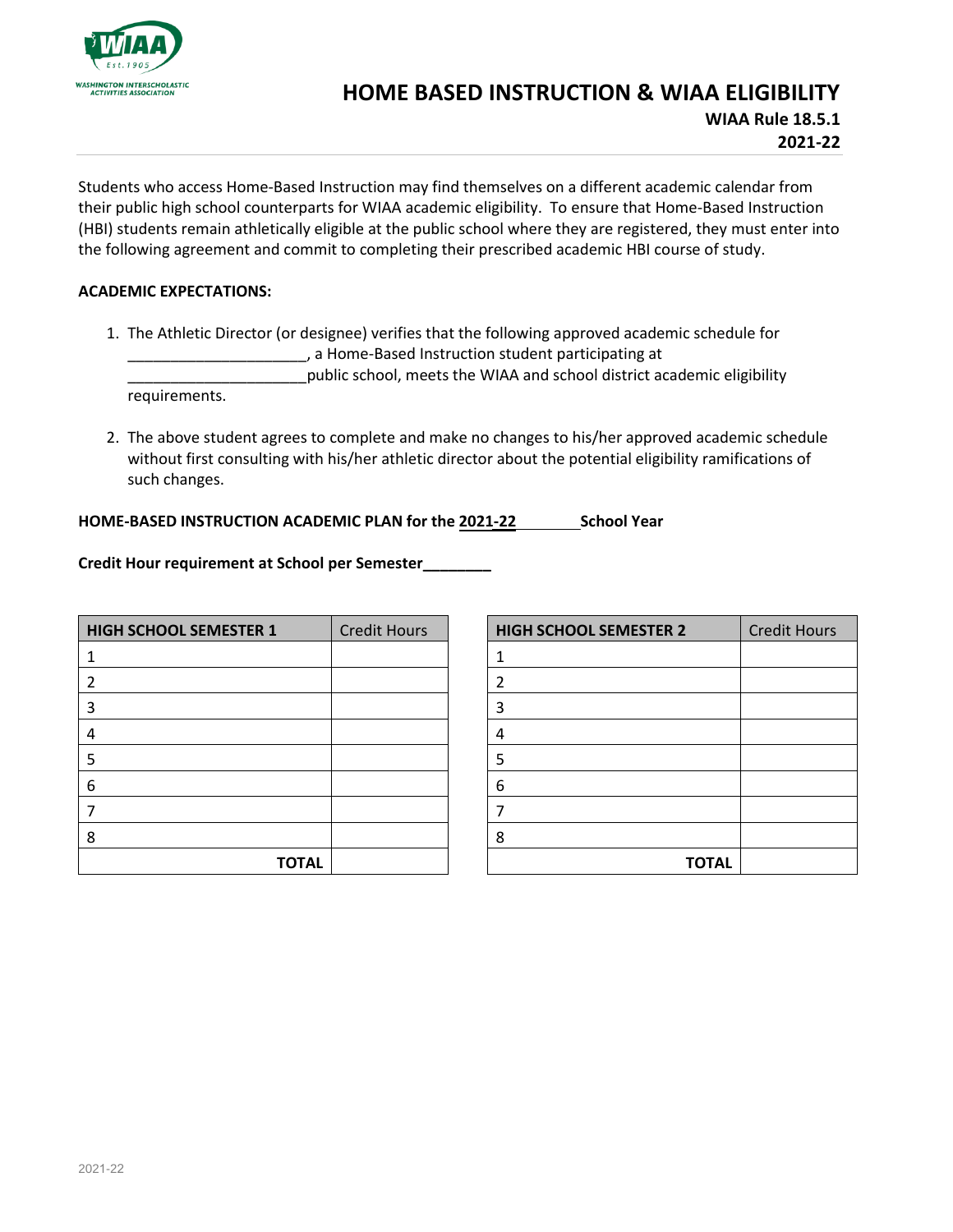# HOME BASED INSTRUCTION & WIAA ELIGIBILITY

**WIAA Rule 18.5.1**
**2021-22**

Students who access Home-Based Instruction may find themselves on a different academic calendar from their public high school counterparts for WIAA academic eligibility. To ensure that Home-Based Instruction (HBI) students remain athletically eligible at the public school where they are registered, they must enter into the following agreement and commit to completing their prescribed academic HBI course of study.

**ACADEMIC EXPECTATIONS:**

1. The Athletic Director (or designee) verifies that the following approved academic schedule for _____________________, a Home-Based Instruction student participating at _____________________public school, meets the WIAA and school district academic eligibility requirements.
2. The above student agrees to complete and make no changes to his/her approved academic schedule without first consulting with his/her athletic director about the potential eligibility ramifications of such changes.

**HOME-BASED INSTRUCTION ACADEMIC PLAN for the 2021-22 School Year**

**Credit Hour requirement at School per Semester________**

| **HIGH SCHOOL SEMESTER 1** | Credit Hours |
|---|---|
| 1 | |
| 2 | |
| 3 | |
| 4 | |
| 5 | |
| 6 | |
| 7 | |
| 8 | |
| **TOTAL** | |

| **HIGH SCHOOL SEMESTER 2** | Credit Hours |
|---|---|
| 1 | |
| 2 | |
| 3 | |
| 4 | |
| 5 | |
| 6 | |
| 7 | |
| 8 | |
| **TOTAL** | |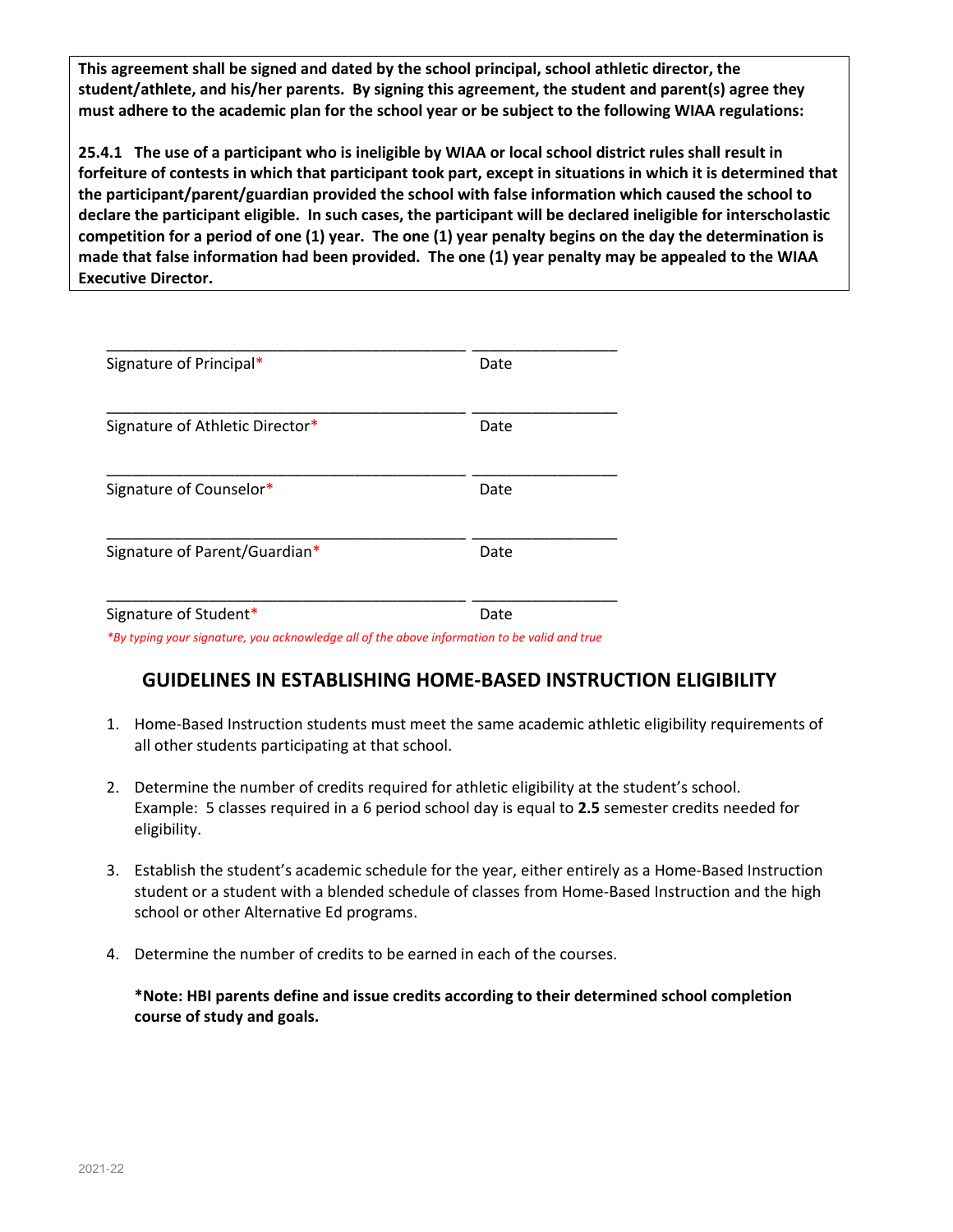**This agreement shall be signed and dated by the school principal, school athletic director, the student/athlete, and his/her parents. By signing this agreement, the student and parent(s) agree they must adhere to the academic plan for the school year or be subject to the following WIAA regulations:**

**25.4.1 The use of a participant who is ineligible by WIAA or local school district rules shall result in forfeiture of contests in which that participant took part, except in situations in which it is determined that the participant/parent/guardian provided the school with false information which caused the school to declare the participant eligible. In such cases, the participant will be declared ineligible for interscholastic competition for a period of one (1) year. The one (1) year penalty begins on the day the determination is made that false information had been provided. The one (1) year penalty may be appealed to the WIAA Executive Director.**

_____________________________________________ _________________
Signature of Principal* Date

_____________________________________________ _________________
Signature of Athletic Director* Date

_____________________________________________ _________________
Signature of Counselor* Date

_____________________________________________ _________________
Signature of Parent/Guardian* Date

_____________________________________________ _________________
Signature of Student* Date

*\*By typing your signature, you acknowledge all of the above information to be valid and true*

## GUIDELINES IN ESTABLISHING HOME-BASED INSTRUCTION ELIGIBILITY

1. Home-Based Instruction students must meet the same academic athletic eligibility requirements of all other students participating at that school.

2. Determine the number of credits required for athletic eligibility at the student's school. Example: 5 classes required in a 6 period school day is equal to **2.5** semester credits needed for eligibility.

3. Establish the student's academic schedule for the year, either entirely as a Home-Based Instruction student or a student with a blended schedule of classes from Home-Based Instruction and the high school or other Alternative Ed programs.

4. Determine the number of credits to be earned in each of the courses.

   **\*Note: HBI parents define and issue credits according to their determined school completion course of study and goals.**

2021-22